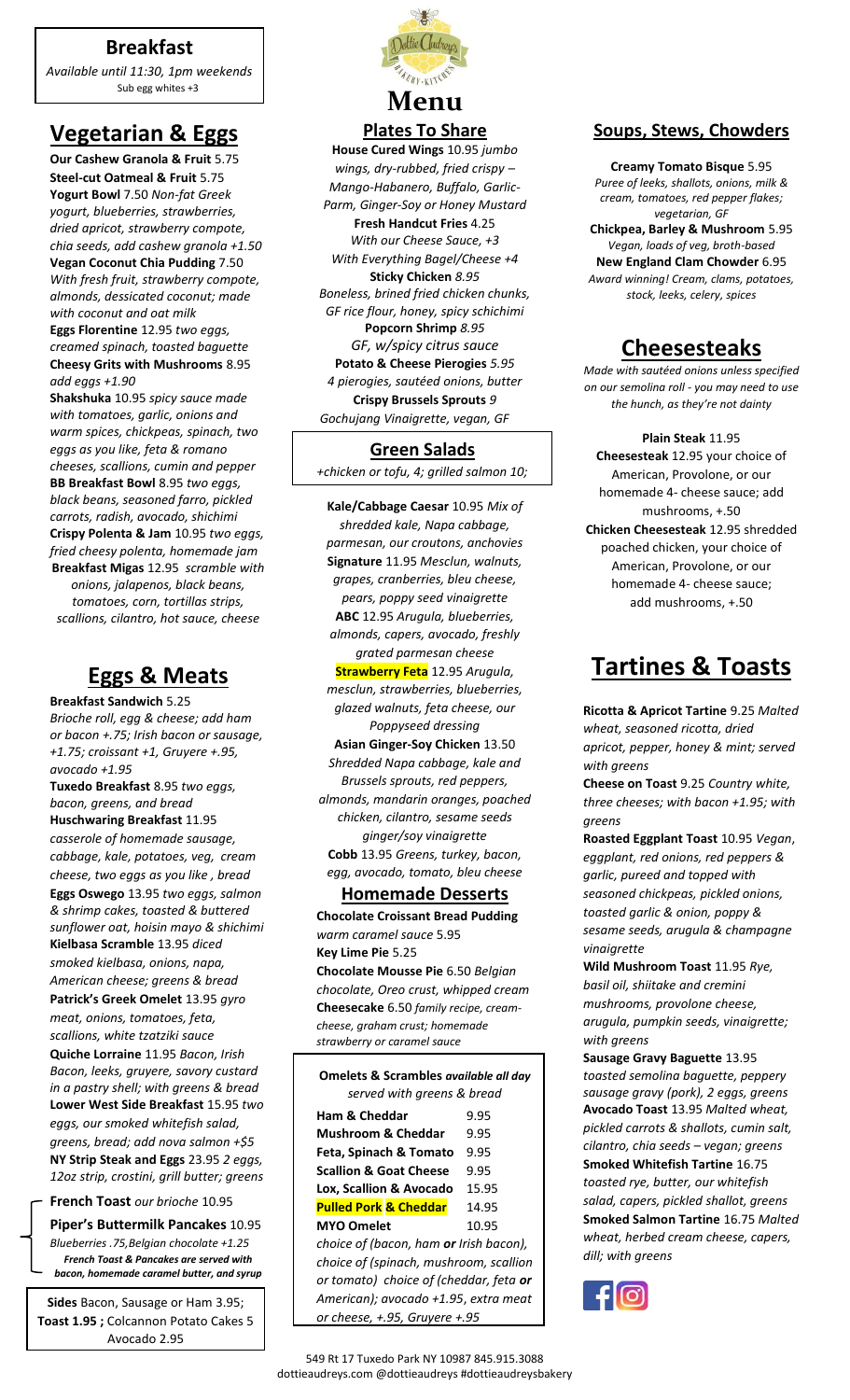# Menu

## Breakfast

*Available until 11:30, 1pm weekends*
Sub egg whites +3

## Vegetarian & Eggs

**Our Cashew Granola & Fruit** 5.75
**Steel-cut Oatmeal & Fruit** 5.75
**Yogurt Bowl** 7.50 *Non-fat Greek yogurt, blueberries, strawberries, dried apricot, strawberry compote, chia seeds, add cashew granola +1.50*
**Vegan Coconut Chia Pudding** 7.50 *With fresh fruit, strawberry compote, almonds, dessicated coconut; made with coconut and oat milk*
**Eggs Florentine** 12.95 *two eggs, creamed spinach, toasted baguette*
**Cheesy Grits with Mushrooms** 8.95 *add eggs +1.90*
**Shakshuka** 10.95 *spicy sauce made with tomatoes, garlic, onions and warm spices, chickpeas, spinach, two eggs as you like, feta & romano cheeses, scallions, cumin and pepper*
**BB Breakfast Bowl** 8.95 *two eggs, black beans, seasoned farro, pickled carrots, radish, avocado, shichimi*
**Crispy Polenta & Jam** 10.95 *two eggs, fried cheesy polenta, homemade jam*
**Breakfast Migas** 12.95 *scramble with onions, jalapenos, black beans, tomatoes, corn, tortillas strips, scallions, cilantro, hot sauce, cheese*

## Eggs & Meats

**Breakfast Sandwich** 5.25 *Brioche roll, egg & cheese; add ham or bacon +.75; Irish bacon or sausage, +1.75; croissant +1, Gruyere +.95, avocado +1.95*
**Tuxedo Breakfast** 8.95 *two eggs, bacon, greens, and bread*
**Huschwaring Breakfast** 11.95 *casserole of homemade sausage, cabbage, kale, potatoes, veg, cream cheese, two eggs as you like , bread*
**Eggs Oswego** 13.95 *two eggs, salmon & shrimp cakes, toasted & buttered sunflower oat, hoisin mayo & shichimi*
**Kielbasa Scramble** 13.95 *diced smoked kielbasa, onions, napa, American cheese; greens & bread*
**Patrick's Greek Omelet** 13.95 *gyro meat, onions, tomatoes, feta, scallions, white tzatziki sauce*
**Quiche Lorraine** 11.95 *Bacon, Irish Bacon, leeks, gruyere, savory custard in a pastry shell; with greens & bread*
**Lower West Side Breakfast** 15.95 *two eggs, our smoked whitefish salad, greens, bread; add nova salmon +$5*
**NY Strip Steak and Eggs** 23.95 *2 eggs, 12oz strip, crostini, grill butter; greens*

**French Toast** *our brioche* 10.95
**Piper's Buttermilk Pancakes** 10.95 *Blueberries .75, Belgian chocolate +1.25*
***French Toast & Pancakes are served with bacon, homemade caramel butter, and syrup***

**Sides** Bacon, Sausage or Ham 3.95; **Toast 1.95 ;** Colcannon Potato Cakes 5 Avocado 2.95

## Plates To Share

**House Cured Wings** 10.95 *jumbo wings, dry-rubbed, fried crispy – Mango-Habanero, Buffalo, Garlic-Parm, Ginger-Soy or Honey Mustard*
**Fresh Handcut Fries** 4.25 *With our Cheese Sauce, +3 With Everything Bagel/Cheese +4*
**Sticky Chicken** *8.95 Boneless, brined fried chicken chunks, GF rice flour, honey, spicy schichimi*
**Popcorn Shrimp** *8.95 GF, w/spicy citrus sauce*
**Potato & Cheese Pierogies** *5.95 4 pierogies, sautéed onions, butter*
**Crispy Brussels Sprouts** *9 Gochujang Vinaigrette, vegan, GF*

## Green Salads

*+chicken or tofu, 4; grilled salmon 10;*

**Kale/Cabbage Caesar** 10.95 *Mix of shredded kale, Napa cabbage, parmesan, our croutons, anchovies*
**Signature** 11.95 *Mesclun, walnuts, grapes, cranberries, bleu cheese, pears, poppy seed vinaigrette*
**ABC** 12.95 *Arugula, blueberries, almonds, capers, avocado, freshly grated parmesan cheese*
**Strawberry Feta** 12.95 *Arugula, mesclun, strawberries, blueberries, glazed walnuts, feta cheese, our Poppyseed dressing*
**Asian Ginger-Soy Chicken** 13.50 *Shredded Napa cabbage, kale and Brussels sprouts, red peppers, almonds, mandarin oranges, poached chicken, cilantro, sesame seeds ginger/soy vinaigrette*
**Cobb** 13.95 *Greens, turkey, bacon, egg, avocado, tomato, bleu cheese*

## Homemade Desserts

**Chocolate Croissant Bread Pudding** *warm caramel sauce* 5.95
**Key Lime Pie** 5.25
**Chocolate Mousse Pie** 6.50 *Belgian chocolate, Oreo crust, whipped cream*
**Cheesecake** 6.50 *family recipe, cream-cheese, graham crust; homemade strawberry or caramel sauce*

### Omelets & Scrambles *available all day*

*served with greens & bread*

| Item | Price |
|---|---|
| **Ham & Cheddar** | 9.95 |
| **Mushroom & Cheddar** | 9.95 |
| **Feta, Spinach & Tomato** | 9.95 |
| **Scallion & Goat Cheese** | 9.95 |
| **Lox, Scallion & Avocado** | 15.95 |
| **Pulled Pork & Cheddar** | 14.95 |
| **MYO Omelet** | 10.95 |

*choice of (bacon, ham **or** Irish bacon), choice of (spinach, mushroom, scallion or tomato) choice of (cheddar, feta **or** American); avocado +1.95, extra meat or cheese, +.95, Gruyere +.95*

## Soups, Stews, Chowders

**Creamy Tomato Bisque** 5.95 *Puree of leeks, shallots, onions, milk & cream, tomatoes, red pepper flakes; vegetarian, GF*
**Chickpea, Barley & Mushroom** 5.95 *Vegan, loads of veg, broth-based*
**New England Clam Chowder** 6.95 *Award winning! Cream, clams, potatoes, stock, leeks, celery, spices*

## Cheesesteaks

*Made with sautéed onions unless specified on our semolina roll - you may need to use the hunch, as they're not dainty*

**Plain Steak** 11.95
**Cheesesteak** 12.95 your choice of American, Provolone, or our homemade 4- cheese sauce; add mushrooms, +.50
**Chicken Cheesesteak** 12.95 shredded poached chicken, your choice of American, Provolone, or our homemade 4- cheese sauce; add mushrooms, +.50

## Tartines & Toasts

**Ricotta & Apricot Tartine** 9.25 *Malted wheat, seasoned ricotta, dried apricot, pepper, honey & mint; served with greens*
**Cheese on Toast** 9.25 *Country white, three cheeses; with bacon +1.95; with greens*
**Roasted Eggplant Toast** 10.95 *Vegan, eggplant, red onions, red peppers & garlic, pureed and topped with seasoned chickpeas, pickled onions, toasted garlic & onion, poppy & sesame seeds, arugula & champagne vinaigrette*
**Wild Mushroom Toast** 11.95 *Rye, basil oil, shiitake and cremini mushrooms, provolone cheese, arugula, pumpkin seeds, vinaigrette; with greens*
**Sausage Gravy Baguette** 13.95 *toasted semolina baguette, peppery sausage gravy (pork), 2 eggs, greens*
**Avocado Toast** 13.95 *Malted wheat, pickled carrots & shallots, cumin salt, cilantro, chia seeds – vegan; greens*
**Smoked Whitefish Tartine** 16.75 *toasted rye, butter, our whitefish salad, capers, pickled shallot, greens*
**Smoked Salmon Tartine** 16.75 *Malted wheat, herbed cream cheese, capers, dill; with greens*

549 Rt 17 Tuxedo Park NY 10987 845.915.3088
dottieaudreys.com @dottieaudreys #dottieaudreysbakery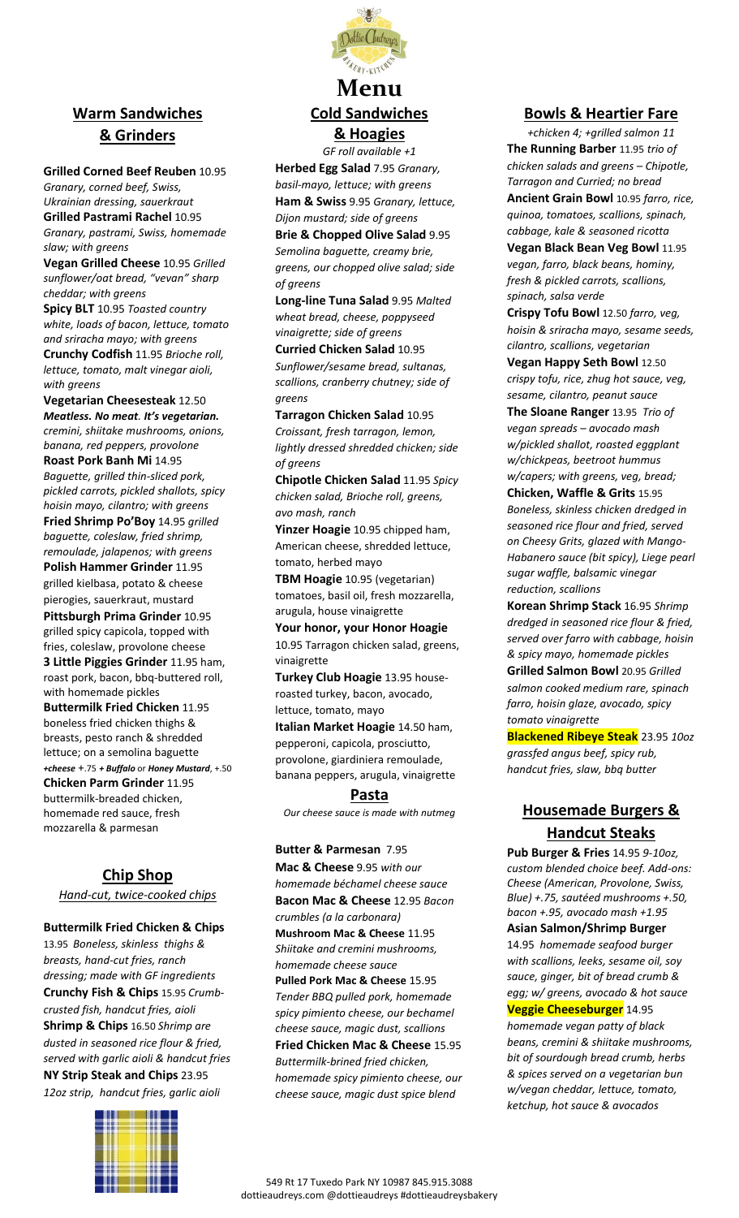# Menu

## Warm Sandwiches & Grinders

**Grilled Corned Beef Reuben** 10.95 *Granary, corned beef, Swiss, Ukrainian dressing, sauerkraut*

**Grilled Pastrami Rachel** 10.95 *Granary, pastrami, Swiss, homemade slaw; with greens*

**Vegan Grilled Cheese** 10.95 *Grilled sunflower/oat bread, "vevan" sharp cheddar; with greens*

**Spicy BLT** 10.95 *Toasted country white, loads of bacon, lettuce, tomato and sriracha mayo; with greens*

**Crunchy Codfish** 11.95 *Brioche roll, lettuce, tomato, malt vinegar aioli, with greens*

**Vegetarian Cheesesteak** 12.50 ***Meatless. No meat**. **It's vegetarian.** cremini, shiitake mushrooms, onions, banana, red peppers, provolone*

**Roast Pork Banh Mi** 14.95 *Baguette, grilled thin-sliced pork, pickled carrots, pickled shallots, spicy hoisin mayo, cilantro; with greens*

**Fried Shrimp Po'Boy** 14.95 *grilled baguette, coleslaw, fried shrimp, remoulade, jalapenos; with greens*

**Polish Hammer Grinder** 11.95 grilled kielbasa, potato & cheese pierogies, sauerkraut, mustard

**Pittsburgh Prima Grinder** 10.95 grilled spicy capicola, topped with fries, coleslaw, provolone cheese

**3 Little Piggies Grinder** 11.95 ham, roast pork, bacon, bbq-buttered roll, with homemade pickles

**Buttermilk Fried Chicken** 11.95 boneless fried chicken thighs & breasts, pesto ranch & shredded lettuce; on a semolina baguette
***+cheese*** +.75 ***+ Buffalo*** or ***Honey Mustard***, +.50

**Chicken Parm Grinder** 11.95 buttermilk-breaded chicken, homemade red sauce, fresh mozzarella & parmesan

## Chip Shop

*Hand-cut, twice-cooked chips*

**Buttermilk Fried Chicken & Chips** 13.95 *Boneless, skinless thighs & breasts, hand-cut fries, ranch dressing; made with GF ingredients*

**Crunchy Fish & Chips** 15.95 *Crumb-crusted fish, handcut fries, aioli*

**Shrimp & Chips** 16.50 *Shrimp are dusted in seasoned rice flour & fried, served with garlic aioli & handcut fries*

**NY Strip Steak and Chips** 23.95 *12oz strip, handcut fries, garlic aioli*

## Cold Sandwiches & Hoagies

*GF roll available +1*

**Herbed Egg Salad** 7.95 *Granary, basil-mayo, lettuce; with greens*

**Ham & Swiss** 9.95 *Granary, lettuce, Dijon mustard; side of greens*

**Brie & Chopped Olive Salad** 9.95 *Semolina baguette, creamy brie, greens, our chopped olive salad; side of greens*

**Long-line Tuna Salad** 9.95 *Malted wheat bread, cheese, poppyseed vinaigrette; side of greens*

**Curried Chicken Salad** 10.95 *Sunflower/sesame bread, sultanas, scallions, cranberry chutney; side of greens*

**Tarragon Chicken Salad** 10.95 *Croissant, fresh tarragon, lemon, lightly dressed shredded chicken; side of greens*

**Chipotle Chicken Salad** 11.95 *Spicy chicken salad, Brioche roll, greens, avo mash, ranch*

**Yinzer Hoagie** 10.95 chipped ham, American cheese, shredded lettuce, tomato, herbed mayo

**TBM Hoagie** 10.95 (vegetarian) tomatoes, basil oil, fresh mozzarella, arugula, house vinaigrette

**Your honor, your Honor Hoagie** 10.95 Tarragon chicken salad, greens, vinaigrette

**Turkey Club Hoagie** 13.95 house-roasted turkey, bacon, avocado, lettuce, tomato, mayo

**Italian Market Hoagie** 14.50 ham, pepperoni, capicola, prosciutto, provolone, giardiniera remoulade, banana peppers, arugula, vinaigrette

## Pasta

*Our cheese sauce is made with nutmeg*

**Butter & Parmesan** 7.95

**Mac & Cheese** 9.95 *with our homemade béchamel cheese sauce*

**Bacon Mac & Cheese** 12.95 *Bacon crumbles (a la carbonara)*

**Mushroom Mac & Cheese** 11.95 *Shiitake and cremini mushrooms, homemade cheese sauce*

**Pulled Pork Mac & Cheese** 15.95 *Tender BBQ pulled pork, homemade spicy pimiento cheese, our bechamel cheese sauce, magic dust, scallions*

**Fried Chicken Mac & Cheese** 15.95 *Buttermilk-brined fried chicken, homemade spicy pimiento cheese, our cheese sauce, magic dust spice blend*

## Bowls & Heartier Fare

*+chicken 4; +grilled salmon 11*

**The Running Barber** 11.95 *trio of chicken salads and greens – Chipotle, Tarragon and Curried; no bread*

**Ancient Grain Bowl** 10.95 *farro, rice, quinoa, tomatoes, scallions, spinach, cabbage, kale & seasoned ricotta*

**Vegan Black Bean Veg Bowl** 11.95 *vegan, farro, black beans, hominy, fresh & pickled carrots, scallions, spinach, salsa verde*

**Crispy Tofu Bowl** 12.50 *farro, veg, hoisin & sriracha mayo, sesame seeds, cilantro, scallions, vegetarian*

**Vegan Happy Seth Bowl** 12.50 *crispy tofu, rice, zhug hot sauce, veg, sesame, cilantro, peanut sauce*

**The Sloane Ranger** 13.95 *Trio of vegan spreads – avocado mash w/pickled shallot, roasted eggplant w/chickpeas, beetroot hummus w/capers; with greens, veg, bread;*

**Chicken, Waffle & Grits** 15.95 *Boneless, skinless chicken dredged in seasoned rice flour and fried, served on Cheesy Grits, glazed with Mango-Habanero sauce (bit spicy), Liege pearl sugar waffle, balsamic vinegar reduction, scallions*

**Korean Shrimp Stack** 16.95 *Shrimp dredged in seasoned rice flour & fried, served over farro with cabbage, hoisin & spicy mayo, homemade pickles*

**Grilled Salmon Bowl** 20.95 *Grilled salmon cooked medium rare, spinach farro, hoisin glaze, avocado, spicy tomato vinaigrette*

**Blackened Ribeye Steak** 23.95 *10oz grassfed angus beef, spicy rub, handcut fries, slaw, bbq butter*

## Housemade Burgers & Handcut Steaks

**Pub Burger & Fries** 14.95 *9-10oz, custom blended choice beef. Add-ons: Cheese (American, Provolone, Swiss, Blue) +.75, sautéed mushrooms +.50, bacon +.95, avocado mash +1.95*

**Asian Salmon/Shrimp Burger** 14.95 *homemade seafood burger with scallions, leeks, sesame oil, soy sauce, ginger, bit of bread crumb & egg; w/ greens, avocado & hot sauce*

**Veggie Cheeseburger** 14.95 *homemade vegan patty of black beans, cremini & shiitake mushrooms, bit of sourdough bread crumb, herbs & spices served on a vegetarian bun w/vegan cheddar, lettuce, tomato, ketchup, hot sauce & avocados*

549 Rt 17 Tuxedo Park NY 10987 845.915.3088
dottieaudreys.com @dottieaudreys #dottieaudreysbakery